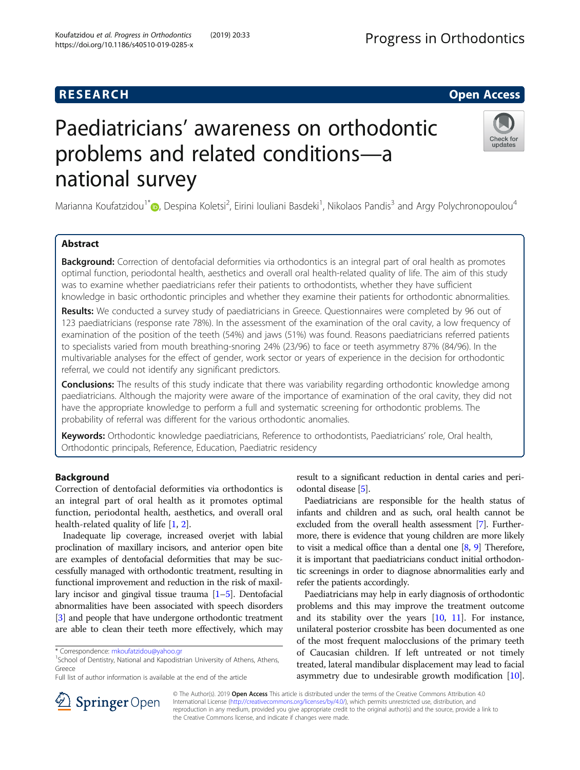RESEARCH

Open Access

# Paediatricians' awareness on orthodontic problems and related conditions—a national survey

Marianna Koufatzidou[1*], Despina Koletsi[2], Eirini Iouliani Basdeki[1], Nikolaos Pandis[3] and Argy Polychronopoulou[4]

## Abstract

**Background:** Correction of dentofacial deformities via orthodontics is an integral part of oral health as promotes optimal function, periodontal health, aesthetics and overall oral health-related quality of life. The aim of this study was to examine whether paediatricians refer their patients to orthodontists, whether they have sufficient knowledge in basic orthodontic principles and whether they examine their patients for orthodontic abnormalities.

**Results:** We conducted a survey study of paediatricians in Greece. Questionnaires were completed by 96 out of 123 paediatricians (response rate 78%). In the assessment of the examination of the oral cavity, a low frequency of examination of the position of the teeth (54%) and jaws (51%) was found. Reasons paediatricians referred patients to specialists varied from mouth breathing-snoring 24% (23/96) to face or teeth asymmetry 87% (84/96). In the multivariable analyses for the effect of gender, work sector or years of experience in the decision for orthodontic referral, we could not identify any significant predictors.

**Conclusions:** The results of this study indicate that there was variability regarding orthodontic knowledge among paediatricians. Although the majority were aware of the importance of examination of the oral cavity, they did not have the appropriate knowledge to perform a full and systematic screening for orthodontic problems. The probability of referral was different for the various orthodontic anomalies.

**Keywords:** Orthodontic knowledge paediatricians, Reference to orthodontists, Paediatricians' role, Oral health, Orthodontic principals, Reference, Education, Paediatric residency

## Background

Correction of dentofacial deformities via orthodontics is an integral part of oral health as it promotes optimal function, periodontal health, aesthetics, and overall oral health-related quality of life [1, 2].

Inadequate lip coverage, increased overjet with labial proclination of maxillary incisors, and anterior open bite are examples of dentofacial deformities that may be successfully managed with orthodontic treatment, resulting in functional improvement and reduction in the risk of maxillary incisor and gingival tissue trauma [1–5]. Dentofacial abnormalities have been associated with speech disorders [3] and people that have undergone orthodontic treatment are able to clean their teeth more effectively, which may result to a significant reduction in dental caries and periodontal disease [5].

Paediatricians are responsible for the health status of infants and children and as such, oral health cannot be excluded from the overall health assessment [7]. Furthermore, there is evidence that young children are more likely to visit a medical office than a dental one [8, 9] Therefore, it is important that paediatricians conduct initial orthodontic screenings in order to diagnose abnormalities early and refer the patients accordingly.

Paediatricians may help in early diagnosis of orthodontic problems and this may improve the treatment outcome and its stability over the years [10, 11]. For instance, unilateral posterior crossbite has been documented as one of the most frequent malocclusions of the primary teeth of Caucasian children. If left untreated or not timely treated, lateral mandibular displacement may lead to facial asymmetry due to undesirable growth modification [10].

* Correspondence: mkoufatzidou@yahoo.gr
[1]School of Dentistry, National and Kapodistrian University of Athens, Athens, Greece
Full list of author information is available at the end of the article

© The Author(s). 2019 **Open Access** This article is distributed under the terms of the Creative Commons Attribution 4.0 International License (http://creativecommons.org/licenses/by/4.0/), which permits unrestricted use, distribution, and reproduction in any medium, provided you give appropriate credit to the original author(s) and the source, provide a link to the Creative Commons license, and indicate if changes were made.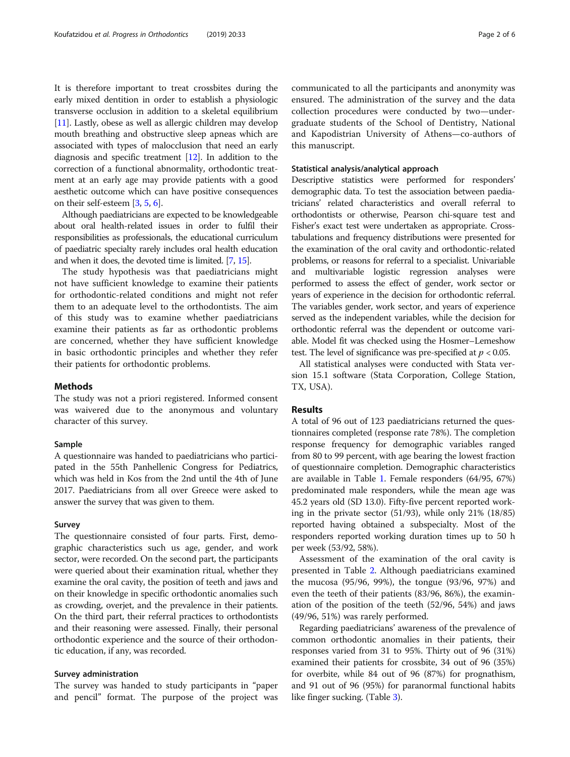It is therefore important to treat crossbites during the early mixed dentition in order to establish a physiologic transverse occlusion in addition to a skeletal equilibrium [11]. Lastly, obese as well as allergic children may develop mouth breathing and obstructive sleep apneas which are associated with types of malocclusion that need an early diagnosis and specific treatment [12]. In addition to the correction of a functional abnormality, orthodontic treatment at an early age may provide patients with a good aesthetic outcome which can have positive consequences on their self-esteem [3, 5, 6].

Although paediatricians are expected to be knowledgeable about oral health-related issues in order to fulfil their responsibilities as professionals, the educational curriculum of paediatric specialty rarely includes oral health education and when it does, the devoted time is limited. [7, 15].

The study hypothesis was that paediatricians might not have sufficient knowledge to examine their patients for orthodontic-related conditions and might not refer them to an adequate level to the orthodontists. The aim of this study was to examine whether paediatricians examine their patients as far as orthodontic problems are concerned, whether they have sufficient knowledge in basic orthodontic principles and whether they refer their patients for orthodontic problems.

## Methods

The study was not a priori registered. Informed consent was waived due to the anonymous and voluntary character of this survey.

### Sample

A questionnaire was handed to paediatricians who participated in the 55th Panhellenic Congress for Pediatrics, which was held in Kos from the 2nd until the 4th of June 2017. Paediatricians from all over Greece were asked to answer the survey that was given to them.

### Survey

The questionnaire consisted of four parts. First, demographic characteristics such us age, gender, and work sector, were recorded. On the second part, the participants were queried about their examination ritual, whether they examine the oral cavity, the position of teeth and jaws and on their knowledge in specific orthodontic anomalies such as crowding, overjet, and the prevalence in their patients. On the third part, their referral practices to orthodontists and their reasoning were assessed. Finally, their personal orthodontic experience and the source of their orthodontic education, if any, was recorded.

### Survey administration

The survey was handed to study participants in "paper and pencil" format. The purpose of the project was communicated to all the participants and anonymity was ensured. The administration of the survey and the data collection procedures were conducted by two—undergraduate students of the School of Dentistry, National and Kapodistrian University of Athens—co-authors of this manuscript.

### Statistical analysis/analytical approach

Descriptive statistics were performed for responders' demographic data. To test the association between paediatricians' related characteristics and overall referral to orthodontists or otherwise, Pearson chi-square test and Fisher's exact test were undertaken as appropriate. Cross-tabulations and frequency distributions were presented for the examination of the oral cavity and orthodontic-related problems, or reasons for referral to a specialist. Univariable and multivariable logistic regression analyses were performed to assess the effect of gender, work sector or years of experience in the decision for orthodontic referral. The variables gender, work sector, and years of experience served as the independent variables, while the decision for orthodontic referral was the dependent or outcome variable. Model fit was checked using the Hosmer–Lemeshow test. The level of significance was pre-specified at $p < 0.05$.

All statistical analyses were conducted with Stata version 15.1 software (Stata Corporation, College Station, TX, USA).

## Results

A total of 96 out of 123 paediatricians returned the questionnaires completed (response rate 78%). The completion response frequency for demographic variables ranged from 80 to 99 percent, with age bearing the lowest fraction of questionnaire completion. Demographic characteristics are available in Table 1. Female responders (64/95, 67%) predominated male responders, while the mean age was 45.2 years old (SD 13.0). Fifty-five percent reported working in the private sector (51/93), while only 21% (18/85) reported having obtained a subspecialty. Most of the responders reported working duration times up to 50 h per week (53/92, 58%).

Assessment of the examination of the oral cavity is presented in Table 2. Although paediatricians examined the mucosa (95/96, 99%), the tongue (93/96, 97%) and even the teeth of their patients (83/96, 86%), the examination of the position of the teeth (52/96, 54%) and jaws (49/96, 51%) was rarely performed.

Regarding paediatricians' awareness of the prevalence of common orthodontic anomalies in their patients, their responses varied from 31 to 95%. Thirty out of 96 (31%) examined their patients for crossbite, 34 out of 96 (35%) for overbite, while 84 out of 96 (87%) for prognathism, and 91 out of 96 (95%) for paranormal functional habits like finger sucking. (Table 3).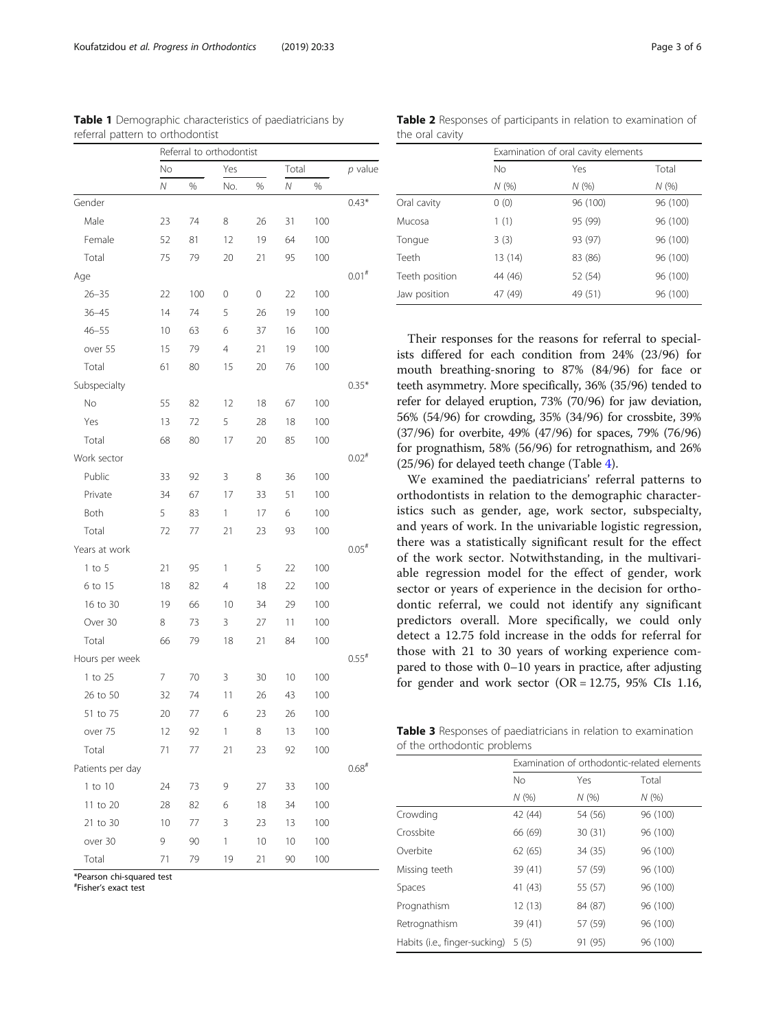**Table 1** Demographic characteristics of paediatricians by referral pattern to orthodontist

| | Referral to orthodontist | | | | | | |
|---|---|---|---|---|---|---|---|
| | No | | Yes | | Total | | *p* value |
| | *N* | % | No. | % | *N* | % | |
| Gender | | | | | | | 0.43* |
| Male | 23 | 74 | 8 | 26 | 31 | 100 | |
| Female | 52 | 81 | 12 | 19 | 64 | 100 | |
| Total | 75 | 79 | 20 | 21 | 95 | 100 | |
| Age | | | | | | | 0.01[#] |
| 26–35 | 22 | 100 | 0 | 0 | 22 | 100 | |
| 36–45 | 14 | 74 | 5 | 26 | 19 | 100 | |
| 46–55 | 10 | 63 | 6 | 37 | 16 | 100 | |
| over 55 | 15 | 79 | 4 | 21 | 19 | 100 | |
| Total | 61 | 80 | 15 | 20 | 76 | 100 | |
| Subspecialty | | | | | | | 0.35* |
| No | 55 | 82 | 12 | 18 | 67 | 100 | |
| Yes | 13 | 72 | 5 | 28 | 18 | 100 | |
| Total | 68 | 80 | 17 | 20 | 85 | 100 | |
| Work sector | | | | | | | 0.02[#] |
| Public | 33 | 92 | 3 | 8 | 36 | 100 | |
| Private | 34 | 67 | 17 | 33 | 51 | 100 | |
| Both | 5 | 83 | 1 | 17 | 6 | 100 | |
| Total | 72 | 77 | 21 | 23 | 93 | 100 | |
| Years at work | | | | | | | 0.05[#] |
| 1 to 5 | 21 | 95 | 1 | 5 | 22 | 100 | |
| 6 to 15 | 18 | 82 | 4 | 18 | 22 | 100 | |
| 16 to 30 | 19 | 66 | 10 | 34 | 29 | 100 | |
| Over 30 | 8 | 73 | 3 | 27 | 11 | 100 | |
| Total | 66 | 79 | 18 | 21 | 84 | 100 | |
| Hours per week | | | | | | | 0.55[#] |
| 1 to 25 | 7 | 70 | 3 | 30 | 10 | 100 | |
| 26 to 50 | 32 | 74 | 11 | 26 | 43 | 100 | |
| 51 to 75 | 20 | 77 | 6 | 23 | 26 | 100 | |
| over 75 | 12 | 92 | 1 | 8 | 13 | 100 | |
| Total | 71 | 77 | 21 | 23 | 92 | 100 | |
| Patients per day | | | | | | | 0.68[#] |
| 1 to 10 | 24 | 73 | 9 | 27 | 33 | 100 | |
| 11 to 20 | 28 | 82 | 6 | 18 | 34 | 100 | |
| 21 to 30 | 10 | 77 | 3 | 23 | 13 | 100 | |
| over 30 | 9 | 90 | 1 | 10 | 10 | 100 | |
| Total | 71 | 79 | 19 | 21 | 90 | 100 | |

*Pearson chi-squared test
[#]Fisher's exact test

**Table 2** Responses of participants in relation to examination of the oral cavity

| | Examination of oral cavity elements | | |
|---|---|---|---|
| | No | Yes | Total |
| | *N* (%) | *N* (%) | *N* (%) |
| Oral cavity | 0 (0) | 96 (100) | 96 (100) |
| Mucosa | 1 (1) | 95 (99) | 96 (100) |
| Tongue | 3 (3) | 93 (97) | 96 (100) |
| Teeth | 13 (14) | 83 (86) | 96 (100) |
| Teeth position | 44 (46) | 52 (54) | 96 (100) |
| Jaw position | 47 (49) | 49 (51) | 96 (100) |

Their responses for the reasons for referral to specialists differed for each condition from 24% (23/96) for mouth breathing-snoring to 87% (84/96) for face or teeth asymmetry. More specifically, 36% (35/96) tended to refer for delayed eruption, 73% (70/96) for jaw deviation, 56% (54/96) for crowding, 35% (34/96) for crossbite, 39% (37/96) for overbite, 49% (47/96) for spaces, 79% (76/96) for prognathism, 58% (56/96) for retrognathism, and 26% (25/96) for delayed teeth change (Table 4).

We examined the paediatricians' referral patterns to orthodontists in relation to the demographic characteristics such as gender, age, work sector, subspecialty, and years of work. In the univariable logistic regression, there was a statistically significant result for the effect of the work sector. Notwithstanding, in the multivariable regression model for the effect of gender, work sector or years of experience in the decision for orthodontic referral, we could not identify any significant predictors overall. More specifically, we could only detect a 12.75 fold increase in the odds for referral for those with 21 to 30 years of working experience compared to those with 0–10 years in practice, after adjusting for gender and work sector (OR = 12.75, 95% CIs 1.16,

**Table 3** Responses of paediatricians in relation to examination of the orthodontic problems

| | Examination of orthodontic-related elements | | |
|---|---|---|---|
| | No | Yes | Total |
| | *N* (%) | *N* (%) | *N* (%) |
| Crowding | 42 (44) | 54 (56) | 96 (100) |
| Crossbite | 66 (69) | 30 (31) | 96 (100) |
| Overbite | 62 (65) | 34 (35) | 96 (100) |
| Missing teeth | 39 (41) | 57 (59) | 96 (100) |
| Spaces | 41 (43) | 55 (57) | 96 (100) |
| Prognathism | 12 (13) | 84 (87) | 96 (100) |
| Retrognathism | 39 (41) | 57 (59) | 96 (100) |
| Habits (i.e., finger-sucking) | 5 (5) | 91 (95) | 96 (100) |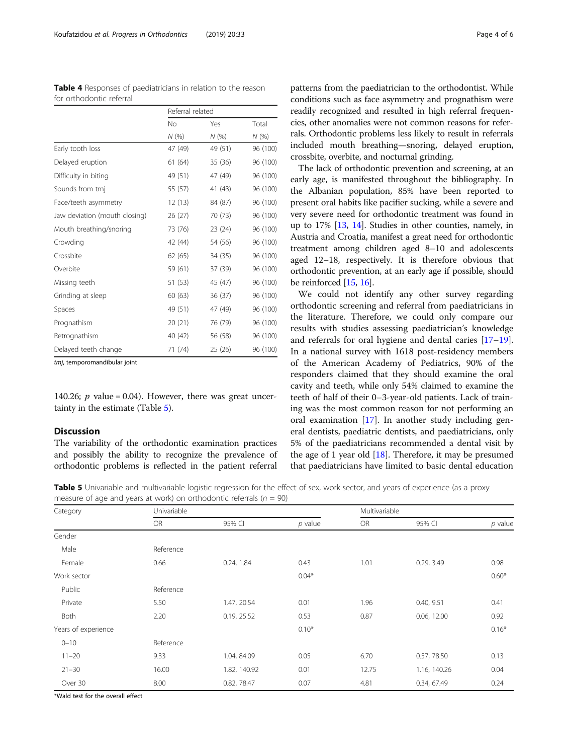**Table 4** Responses of paediatricians in relation to the reason for orthodontic referral

| | Referral related | | |
|---|---|---|---|
| | No | Yes | Total |
| | N (%) | N (%) | N (%) |
| Early tooth loss | 47 (49) | 49 (51) | 96 (100) |
| Delayed eruption | 61 (64) | 35 (36) | 96 (100) |
| Difficulty in biting | 49 (51) | 47 (49) | 96 (100) |
| Sounds from tmj | 55 (57) | 41 (43) | 96 (100) |
| Face/teeth asymmetry | 12 (13) | 84 (87) | 96 (100) |
| Jaw deviation (mouth closing) | 26 (27) | 70 (73) | 96 (100) |
| Mouth breathing/snoring | 73 (76) | 23 (24) | 96 (100) |
| Crowding | 42 (44) | 54 (56) | 96 (100) |
| Crossbite | 62 (65) | 34 (35) | 96 (100) |
| Overbite | 59 (61) | 37 (39) | 96 (100) |
| Missing teeth | 51 (53) | 45 (47) | 96 (100) |
| Grinding at sleep | 60 (63) | 36 (37) | 96 (100) |
| Spaces | 49 (51) | 47 (49) | 96 (100) |
| Prognathism | 20 (21) | 76 (79) | 96 (100) |
| Retrognathism | 40 (42) | 56 (58) | 96 (100) |
| Delayed teeth change | 71 (74) | 25 (26) | 96 (100) |

*tmj*, temporomandibular joint

140.26; $p$ value = 0.04). However, there was great uncertainty in the estimate (Table 5).

## Discussion

The variability of the orthodontic examination practices and possibly the ability to recognize the prevalence of orthodontic problems is reflected in the patient referral patterns from the paediatrician to the orthodontist. While conditions such as face asymmetry and prognathism were readily recognized and resulted in high referral frequencies, other anomalies were not common reasons for referrals. Orthodontic problems less likely to result in referrals included mouth breathing—snoring, delayed eruption, crossbite, overbite, and nocturnal grinding.

The lack of orthodontic prevention and screening, at an early age, is manifested throughout the bibliography. In the Albanian population, 85% have been reported to present oral habits like pacifier sucking, while a severe and very severe need for orthodontic treatment was found in up to 17% [13, 14]. Studies in other counties, namely, in Austria and Croatia, manifest a great need for orthodontic treatment among children aged 8–10 and adolescents aged 12–18, respectively. It is therefore obvious that orthodontic prevention, at an early age if possible, should be reinforced [15, 16].

We could not identify any other survey regarding orthodontic screening and referral from paediatricians in the literature. Therefore, we could only compare our results with studies assessing paediatrician's knowledge and referrals for oral hygiene and dental caries [17–19]. In a national survey with 1618 post-residency members of the American Academy of Pediatrics, 90% of the responders claimed that they should examine the oral cavity and teeth, while only 54% claimed to examine the teeth of half of their 0–3-year-old patients. Lack of training was the most common reason for not performing an oral examination [17]. In another study including general dentists, paediatric dentists, and paediatricians, only 5% of the paediatricians recommended a dental visit by the age of 1 year old [18]. Therefore, it may be presumed that paediatricians have limited to basic dental education

**Table 5** Univariable and multivariable logistic regression for the effect of sex, work sector, and years of experience (as a proxy measure of age and years at work) on orthodontic referrals ($n$ = 90)

| Category | Univariable | | | Multivariable | | |
|---|---|---|---|---|---|---|
| | OR | 95% CI | $p$ value | OR | 95% CI | $p$ value |
| Gender | | | | | | |
| Male | Reference | | | | | |
| Female | 0.66 | 0.24, 1.84 | 0.43 | 1.01 | 0.29, 3.49 | 0.98 |
| Work sector | | | 0.04* | | | 0.60* |
| Public | Reference | | | | | |
| Private | 5.50 | 1.47, 20.54 | 0.01 | 1.96 | 0.40, 9.51 | 0.41 |
| Both | 2.20 | 0.19, 25.52 | 0.53 | 0.87 | 0.06, 12.00 | 0.92 |
| Years of experience | | | 0.10* | | | 0.16* |
| 0–10 | Reference | | | | | |
| 11–20 | 9.33 | 1.04, 84.09 | 0.05 | 6.70 | 0.57, 78.50 | 0.13 |
| 21–30 | 16.00 | 1.82, 140.92 | 0.01 | 12.75 | 1.16, 140.26 | 0.04 |
| Over 30 | 8.00 | 0.82, 78.47 | 0.07 | 4.81 | 0.34, 67.49 | 0.24 |

*Wald test for the overall effect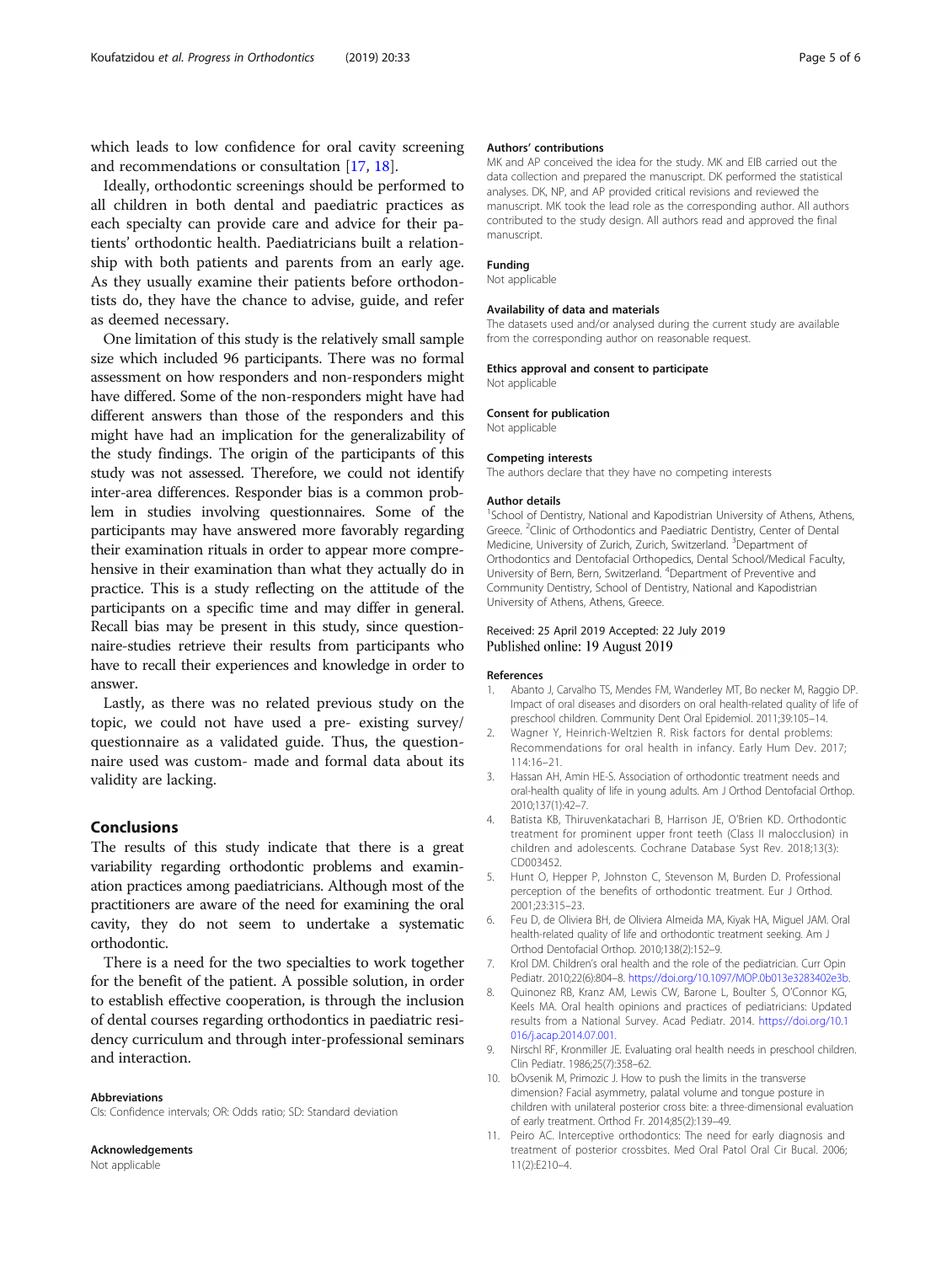which leads to low confidence for oral cavity screening and recommendations or consultation [17, 18].

Ideally, orthodontic screenings should be performed to all children in both dental and paediatric practices as each specialty can provide care and advice for their patients' orthodontic health. Paediatricians built a relationship with both patients and parents from an early age. As they usually examine their patients before orthodontists do, they have the chance to advise, guide, and refer as deemed necessary.

One limitation of this study is the relatively small sample size which included 96 participants. There was no formal assessment on how responders and non-responders might have differed. Some of the non-responders might have had different answers than those of the responders and this might have had an implication for the generalizability of the study findings. The origin of the participants of this study was not assessed. Therefore, we could not identify inter-area differences. Responder bias is a common problem in studies involving questionnaires. Some of the participants may have answered more favorably regarding their examination rituals in order to appear more comprehensive in their examination than what they actually do in practice. This is a study reflecting on the attitude of the participants on a specific time and may differ in general. Recall bias may be present in this study, since questionnaire-studies retrieve their results from participants who have to recall their experiences and knowledge in order to answer.

Lastly, as there was no related previous study on the topic, we could not have used a pre- existing survey/questionnaire as a validated guide. Thus, the questionnaire used was custom- made and formal data about its validity are lacking.

## Conclusions

The results of this study indicate that there is a great variability regarding orthodontic problems and examination practices among paediatricians. Although most of the practitioners are aware of the need for examining the oral cavity, they do not seem to undertake a systematic orthodontic.

There is a need for the two specialties to work together for the benefit of the patient. A possible solution, in order to establish effective cooperation, is through the inclusion of dental courses regarding orthodontics in paediatric residency curriculum and through inter-professional seminars and interaction.

#### Abbreviations

CIs: Confidence intervals; OR: Odds ratio; SD: Standard deviation

#### Acknowledgements

Not applicable

#### Authors' contributions

MK and AP conceived the idea for the study. MK and EIB carried out the data collection and prepared the manuscript. DK performed the statistical analyses. DK, NP, and AP provided critical revisions and reviewed the manuscript. MK took the lead role as the corresponding author. All authors contributed to the study design. All authors read and approved the final manuscript.

#### Funding

Not applicable

#### Availability of data and materials

The datasets used and/or analysed during the current study are available from the corresponding author on reasonable request.

#### Ethics approval and consent to participate

Not applicable

#### Consent for publication

Not applicable

#### Competing interests

The authors declare that they have no competing interests

#### Author details

[1]School of Dentistry, National and Kapodistrian University of Athens, Athens, Greece. [2]Clinic of Orthodontics and Paediatric Dentistry, Center of Dental Medicine, University of Zurich, Zurich, Switzerland. [3]Department of Orthodontics and Dentofacial Orthopedics, Dental School/Medical Faculty, University of Bern, Bern, Switzerland. [4]Department of Preventive and Community Dentistry, School of Dentistry, National and Kapodistrian University of Athens, Athens, Greece.

Received: 25 April 2019 Accepted: 22 July 2019
Published online: 19 August 2019

#### References

1. Abanto J, Carvalho TS, Mendes FM, Wanderley MT, Bo necker M, Raggio DP. Impact of oral diseases and disorders on oral health-related quality of life of preschool children. Community Dent Oral Epidemiol. 2011;39:105–14.
2. Wagner Y, Heinrich-Weltzien R. Risk factors for dental problems: Recommendations for oral health in infancy. Early Hum Dev. 2017; 114:16–21.
3. Hassan AH, Amin HE-S. Association of orthodontic treatment needs and oral-health quality of life in young adults. Am J Orthod Dentofacial Orthop. 2010;137(1):42–7.
4. Batista KB, Thiruvenkatachari B, Harrison JE, O'Brien KD. Orthodontic treatment for prominent upper front teeth (Class II malocclusion) in children and adolescents. Cochrane Database Syst Rev. 2018;13(3): CD003452.
5. Hunt O, Hepper P, Johnston C, Stevenson M, Burden D. Professional perception of the benefits of orthodontic treatment. Eur J Orthod. 2001;23:315–23.
6. Feu D, de Oliviera BH, de Oliviera Almeida MA, Kiyak HA, Miguel JAM. Oral health-related quality of life and orthodontic treatment seeking. Am J Orthod Dentofacial Orthop. 2010;138(2):152–9.
7. Krol DM. Children's oral health and the role of the pediatrician. Curr Opin Pediatr. 2010;22(6):804–8. https://doi.org/10.1097/MOP.0b013e3283402e3b.
8. Quinonez RB, Kranz AM, Lewis CW, Barone L, Boulter S, O'Connor KG, Keels MA. Oral health opinions and practices of pediatricians: Updated results from a National Survey. Acad Pediatr. 2014. https://doi.org/10.1016/j.acap.2014.07.001.
9. Nirschl RF, Kronmiller JE. Evaluating oral health needs in preschool children. Clin Pediatr. 1986;25(7):358–62.
10. bOvsenik M, Primozic J. How to push the limits in the transverse dimension? Facial asymmetry, palatal volume and tongue posture in children with unilateral posterior cross bite: a three-dimensional evaluation of early treatment. Orthod Fr. 2014;85(2):139–49.
11. Peiro AC. Interceptive orthodontics: The need for early diagnosis and treatment of posterior crossbites. Med Oral Patol Oral Cir Bucal. 2006; 11(2):E210–4.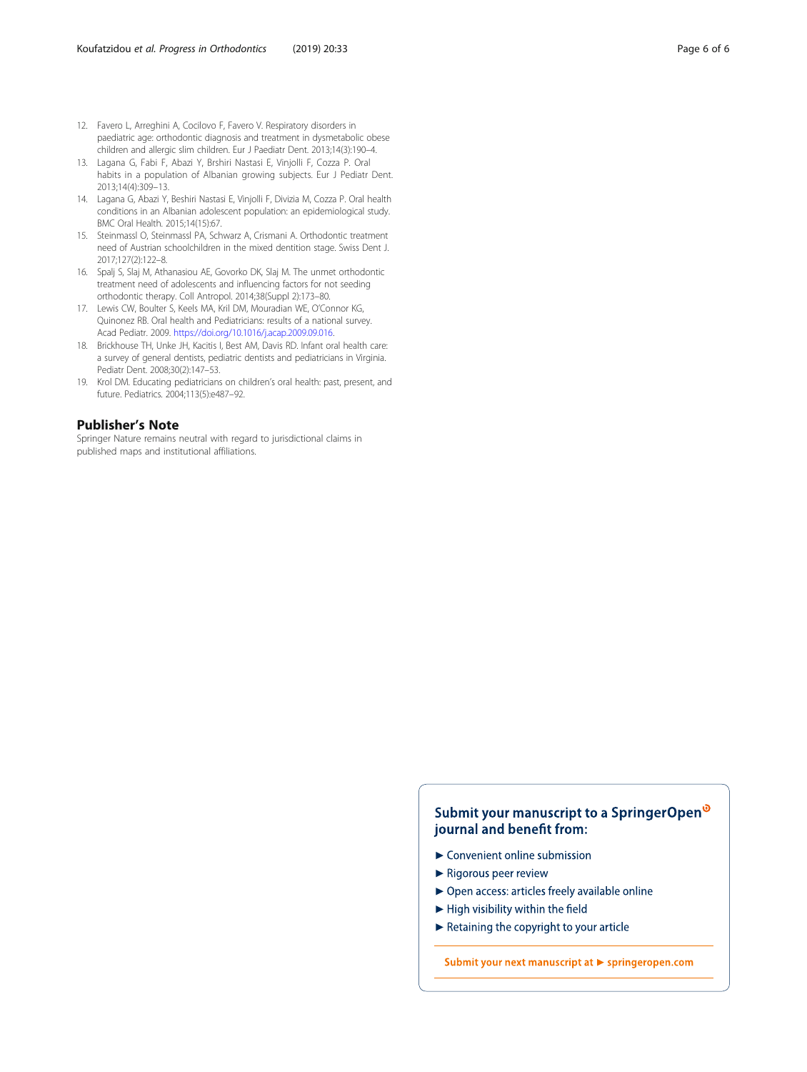12. Favero L, Arreghini A, Cocilovo F, Favero V. Respiratory disorders in paediatric age: orthodontic diagnosis and treatment in dysmetabolic obese children and allergic slim children. Eur J Paediatr Dent. 2013;14(3):190–4.
13. Lagana G, Fabi F, Abazi Y, Brshiri Nastasi E, Vinjolli F, Cozza P. Oral habits in a population of Albanian growing subjects. Eur J Pediatr Dent. 2013;14(4):309–13.
14. Lagana G, Abazi Y, Beshiri Nastasi E, Vinjolli F, Divizia M, Cozza P. Oral health conditions in an Albanian adolescent population: an epidemiological study. BMC Oral Health. 2015;14(15):67.
15. Steinmassl O, Steinmassl PA, Schwarz A, Crismani A. Orthodontic treatment need of Austrian schoolchildren in the mixed dentition stage. Swiss Dent J. 2017;127(2):122–8.
16. Spalj S, Slaj M, Athanasiou AE, Govorko DK, Slaj M. The unmet orthodontic treatment need of adolescents and influencing factors for not seeding orthodontic therapy. Coll Antropol. 2014;38(Suppl 2):173–80.
17. Lewis CW, Boulter S, Keels MA, Kril DM, Mouradian WE, O'Connor KG, Quinonez RB. Oral health and Pediatricians: results of a national survey. Acad Pediatr. 2009. https://doi.org/10.1016/j.acap.2009.09.016.
18. Brickhouse TH, Unke JH, Kacitis I, Best AM, Davis RD. Infant oral health care: a survey of general dentists, pediatric dentists and pediatricians in Virginia. Pediatr Dent. 2008;30(2):147–53.
19. Krol DM. Educating pediatricians on children's oral health: past, present, and future. Pediatrics. 2004;113(5):e487–92.

## Publisher's Note

Springer Nature remains neutral with regard to jurisdictional claims in published maps and institutional affiliations.

**Submit your manuscript to a SpringerOpen journal and benefit from:**

- ► Convenient online submission
- ► Rigorous peer review
- ► Open access: articles freely available online
- ► High visibility within the field
- ► Retaining the copyright to your article

**Submit your next manuscript at ► springeropen.com**